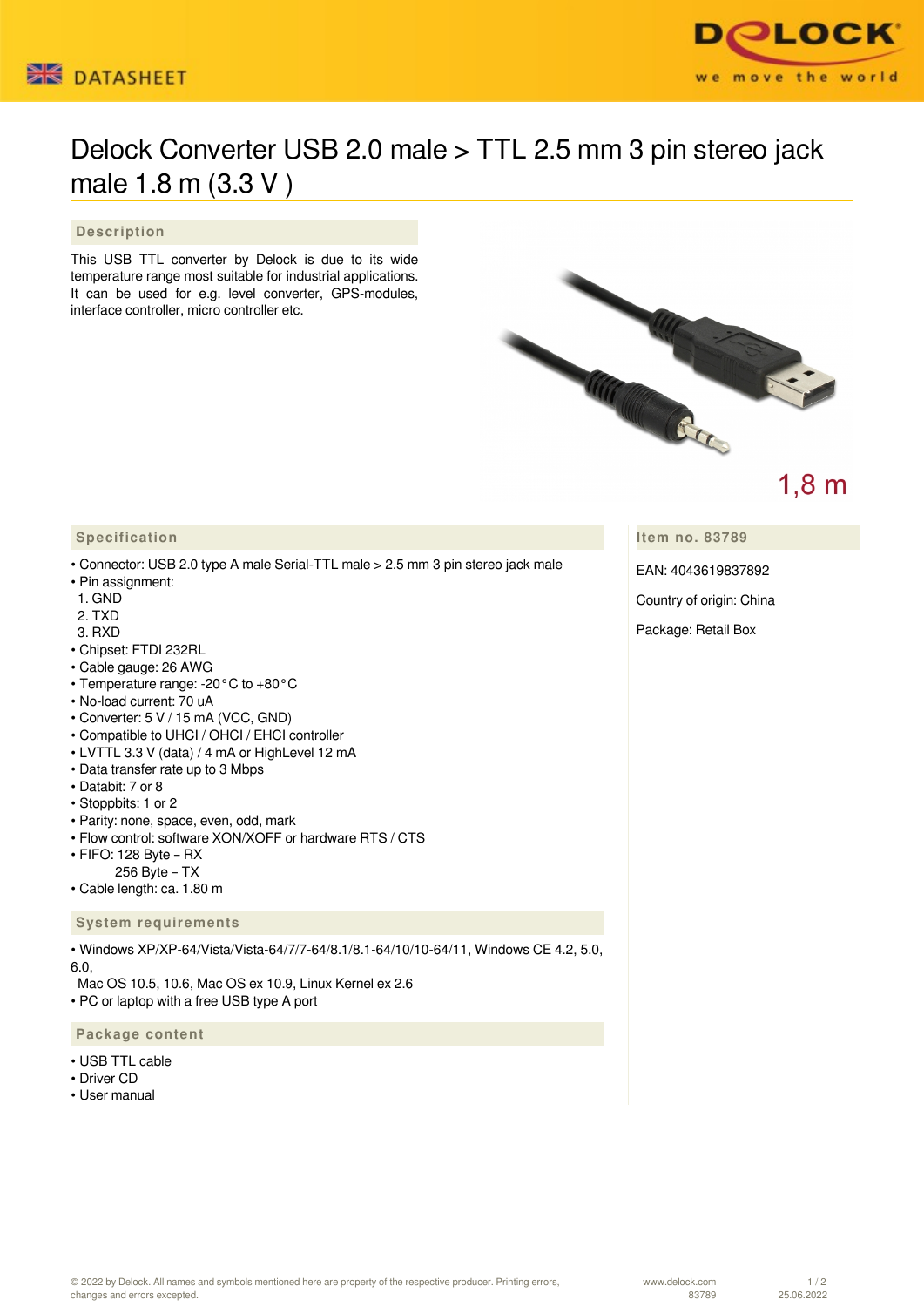# Delock Converter USB 2.0 male > TTL 2.5 mm 3 pin stereo jack male 1.8 m (3.3 V )

## Description

This USB TTL converter by Delock is due to its wide temperature range most suitable for industrial applications. It can be used for e.g. level converter, GPS-modules, interface controller, micro controller etc.

1,8 m

## Specification

- Connector: USB 2.0 type A male Serial-TTL male > 2.5 mm 3 pin stereo jack male
- Pin assignment:
  1. GND
  2. TXD
  3. RXD
- Chipset: FTDI 232RL
- Cable gauge: 26 AWG
- Temperature range: -20°C to +80°C
- No-load current: 70 uA
- Converter: 5 V / 15 mA (VCC, GND)
- Compatible to UHCI / OHCI / EHCI controller
- LVTTL 3.3 V (data) / 4 mA or HighLevel 12 mA
- Data transfer rate up to 3 Mbps
- Databit: 7 or 8
- Stoppbits: 1 or 2
- Parity: none, space, even, odd, mark
- Flow control: software XON/XOFF or hardware RTS / CTS
- FIFO: 128 Byte – RX
  256 Byte – TX
- Cable length: ca. 1.80 m

## System requirements

- Windows XP/XP-64/Vista/Vista-64/7/7-64/8.1/8.1-64/10/10-64/11, Windows CE 4.2, 5.0, 6.0,
  Mac OS 10.5, 10.6, Mac OS ex 10.9, Linux Kernel ex 2.6
- PC or laptop with a free USB type A port

## Package content

- USB TTL cable
- Driver CD
- User manual

## Item no. 83789

EAN: 4043619837892

Country of origin: China

Package: Retail Box

© 2022 by Delock. All names and symbols mentioned here are property of the respective producer. Printing errors, changes and errors excepted.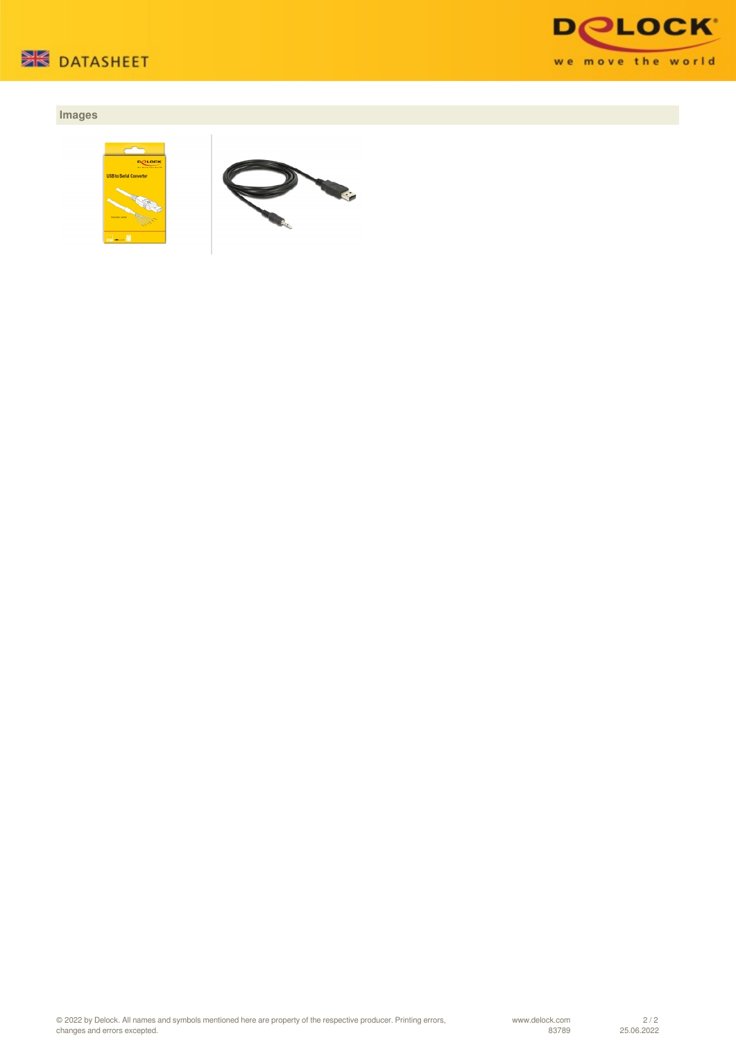## Images